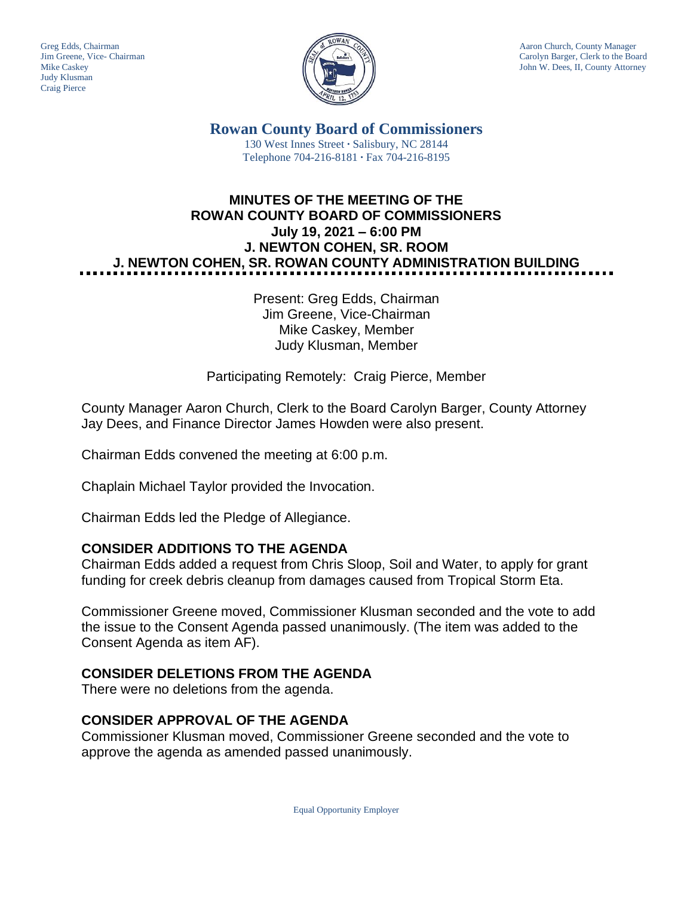Greg Edds, Chairman
Jim Greene, Vice- Chairman
Mike Caskey
Judy Klusman
Craig Pierce

Aaron Church, County Manager
Carolyn Barger, Clerk to the Board
John W. Dees, II, County Attorney

# Rowan County Board of Commissioners

130 West Innes Street · Salisbury, NC 28144
Telephone 704-216-8181 · Fax 704-216-8195

## MINUTES OF THE MEETING OF THE ROWAN COUNTY BOARD OF COMMISSIONERS
## July 19, 2021 – 6:00 PM
## J. NEWTON COHEN, SR. ROOM
## J. NEWTON COHEN, SR. ROWAN COUNTY ADMINISTRATION BUILDING

Present: Greg Edds, Chairman
Jim Greene, Vice-Chairman
Mike Caskey, Member
Judy Klusman, Member

Participating Remotely: Craig Pierce, Member

County Manager Aaron Church, Clerk to the Board Carolyn Barger, County Attorney Jay Dees, and Finance Director James Howden were also present.

Chairman Edds convened the meeting at 6:00 p.m.

Chaplain Michael Taylor provided the Invocation.

Chairman Edds led the Pledge of Allegiance.

### CONSIDER ADDITIONS TO THE AGENDA

Chairman Edds added a request from Chris Sloop, Soil and Water, to apply for grant funding for creek debris cleanup from damages caused from Tropical Storm Eta.

Commissioner Greene moved, Commissioner Klusman seconded and the vote to add the issue to the Consent Agenda passed unanimously. (The item was added to the Consent Agenda as item AF).

### CONSIDER DELETIONS FROM THE AGENDA

There were no deletions from the agenda.

### CONSIDER APPROVAL OF THE AGENDA

Commissioner Klusman moved, Commissioner Greene seconded and the vote to approve the agenda as amended passed unanimously.

Equal Opportunity Employer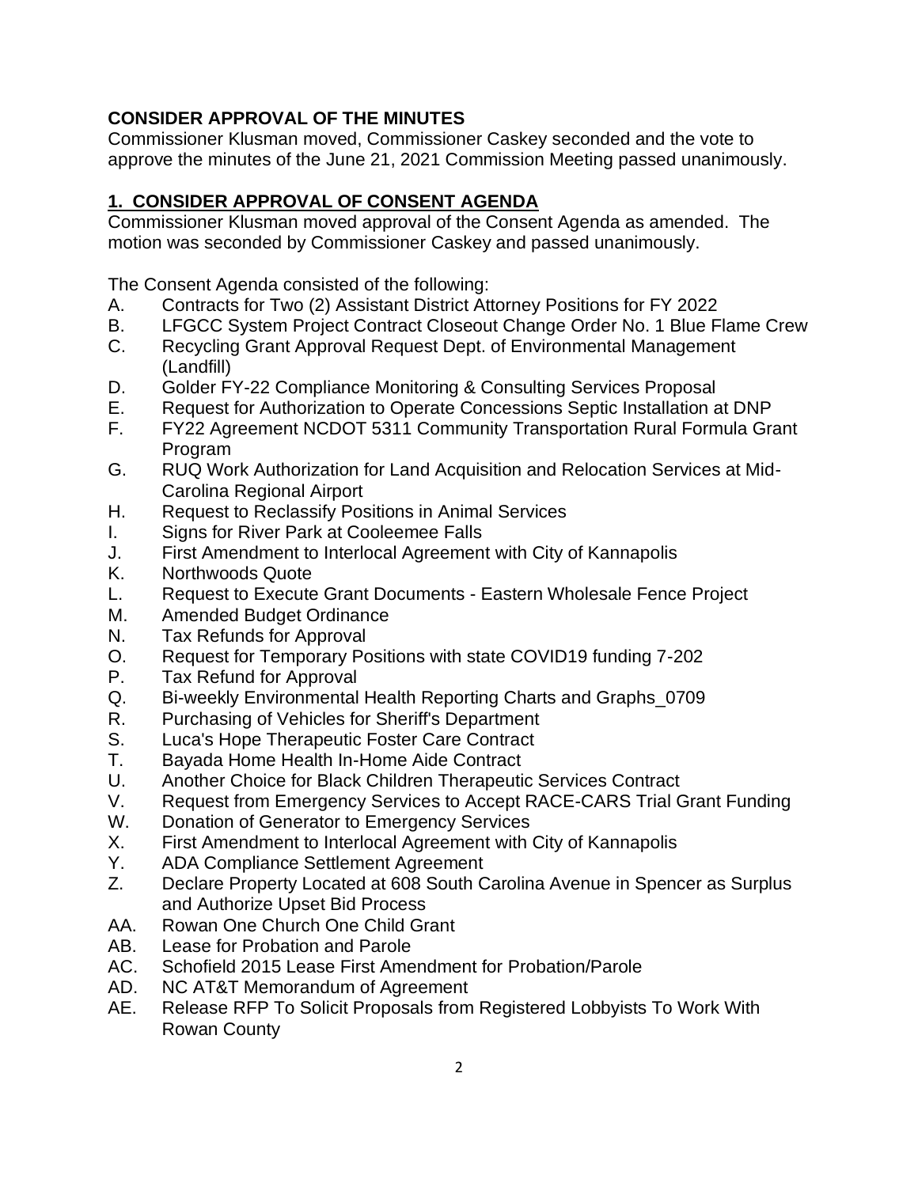**CONSIDER APPROVAL OF THE MINUTES**

Commissioner Klusman moved, Commissioner Caskey seconded and the vote to approve the minutes of the June 21, 2021 Commission Meeting passed unanimously.

## **1. CONSIDER APPROVAL OF CONSENT AGENDA**

Commissioner Klusman moved approval of the Consent Agenda as amended. The motion was seconded by Commissioner Caskey and passed unanimously.

The Consent Agenda consisted of the following:

- A. Contracts for Two (2) Assistant District Attorney Positions for FY 2022
- B. LFGCC System Project Contract Closeout Change Order No. 1 Blue Flame Crew
- C. Recycling Grant Approval Request Dept. of Environmental Management (Landfill)
- D. Golder FY-22 Compliance Monitoring & Consulting Services Proposal
- E. Request for Authorization to Operate Concessions Septic Installation at DNP
- F. FY22 Agreement NCDOT 5311 Community Transportation Rural Formula Grant Program
- G. RUQ Work Authorization for Land Acquisition and Relocation Services at Mid-Carolina Regional Airport
- H. Request to Reclassify Positions in Animal Services
- I. Signs for River Park at Cooleemee Falls
- J. First Amendment to Interlocal Agreement with City of Kannapolis
- K. Northwoods Quote
- L. Request to Execute Grant Documents - Eastern Wholesale Fence Project
- M. Amended Budget Ordinance
- N. Tax Refunds for Approval
- O. Request for Temporary Positions with state COVID19 funding 7-202
- P. Tax Refund for Approval
- Q. Bi-weekly Environmental Health Reporting Charts and Graphs_0709
- R. Purchasing of Vehicles for Sheriff's Department
- S. Luca's Hope Therapeutic Foster Care Contract
- T. Bayada Home Health In-Home Aide Contract
- U. Another Choice for Black Children Therapeutic Services Contract
- V. Request from Emergency Services to Accept RACE-CARS Trial Grant Funding
- W. Donation of Generator to Emergency Services
- X. First Amendment to Interlocal Agreement with City of Kannapolis
- Y. ADA Compliance Settlement Agreement
- Z. Declare Property Located at 608 South Carolina Avenue in Spencer as Surplus and Authorize Upset Bid Process
- AA. Rowan One Church One Child Grant
- AB. Lease for Probation and Parole
- AC. Schofield 2015 Lease First Amendment for Probation/Parole
- AD. NC AT&T Memorandum of Agreement
- AE. Release RFP To Solicit Proposals from Registered Lobbyists To Work With Rowan County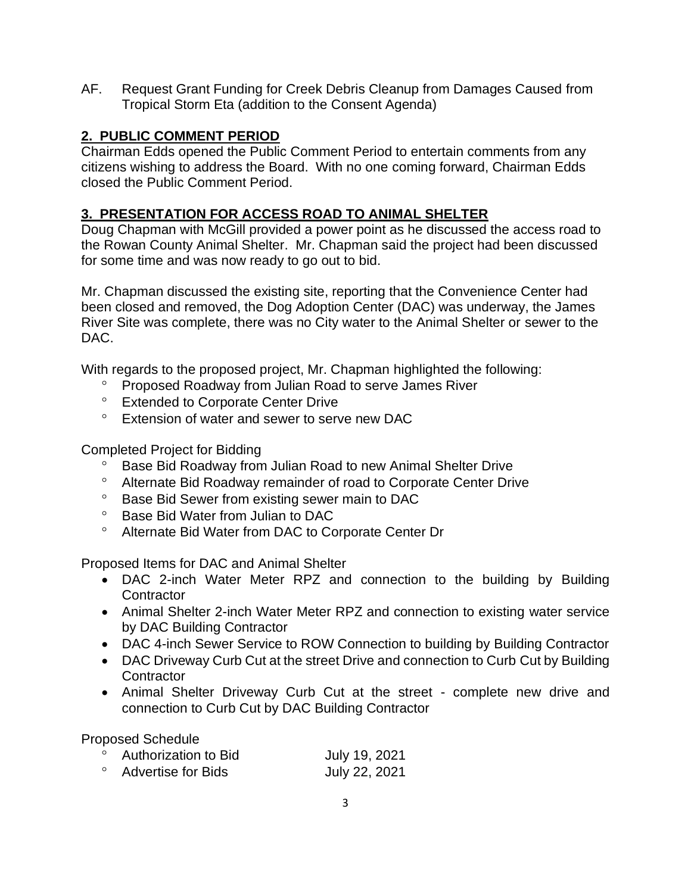AF. Request Grant Funding for Creek Debris Cleanup from Damages Caused from Tropical Storm Eta (addition to the Consent Agenda)

## 2. PUBLIC COMMENT PERIOD

Chairman Edds opened the Public Comment Period to entertain comments from any citizens wishing to address the Board. With no one coming forward, Chairman Edds closed the Public Comment Period.

## 3. PRESENTATION FOR ACCESS ROAD TO ANIMAL SHELTER

Doug Chapman with McGill provided a power point as he discussed the access road to the Rowan County Animal Shelter. Mr. Chapman said the project had been discussed for some time and was now ready to go out to bid.

Mr. Chapman discussed the existing site, reporting that the Convenience Center had been closed and removed, the Dog Adoption Center (DAC) was underway, the James River Site was complete, there was no City water to the Animal Shelter or sewer to the DAC.

With regards to the proposed project, Mr. Chapman highlighted the following:

- Proposed Roadway from Julian Road to serve James River
- Extended to Corporate Center Drive
- Extension of water and sewer to serve new DAC

Completed Project for Bidding

- Base Bid Roadway from Julian Road to new Animal Shelter Drive
- Alternate Bid Roadway remainder of road to Corporate Center Drive
- Base Bid Sewer from existing sewer main to DAC
- Base Bid Water from Julian to DAC
- Alternate Bid Water from DAC to Corporate Center Dr

Proposed Items for DAC and Animal Shelter

- DAC 2-inch Water Meter RPZ and connection to the building by Building Contractor
- Animal Shelter 2-inch Water Meter RPZ and connection to existing water service by DAC Building Contractor
- DAC 4-inch Sewer Service to ROW Connection to building by Building Contractor
- DAC Driveway Curb Cut at the street Drive and connection to Curb Cut by Building Contractor
- Animal Shelter Driveway Curb Cut at the street - complete new drive and connection to Curb Cut by DAC Building Contractor

Proposed Schedule

- Authorization to Bid July 19, 2021
- Advertise for Bids July 22, 2021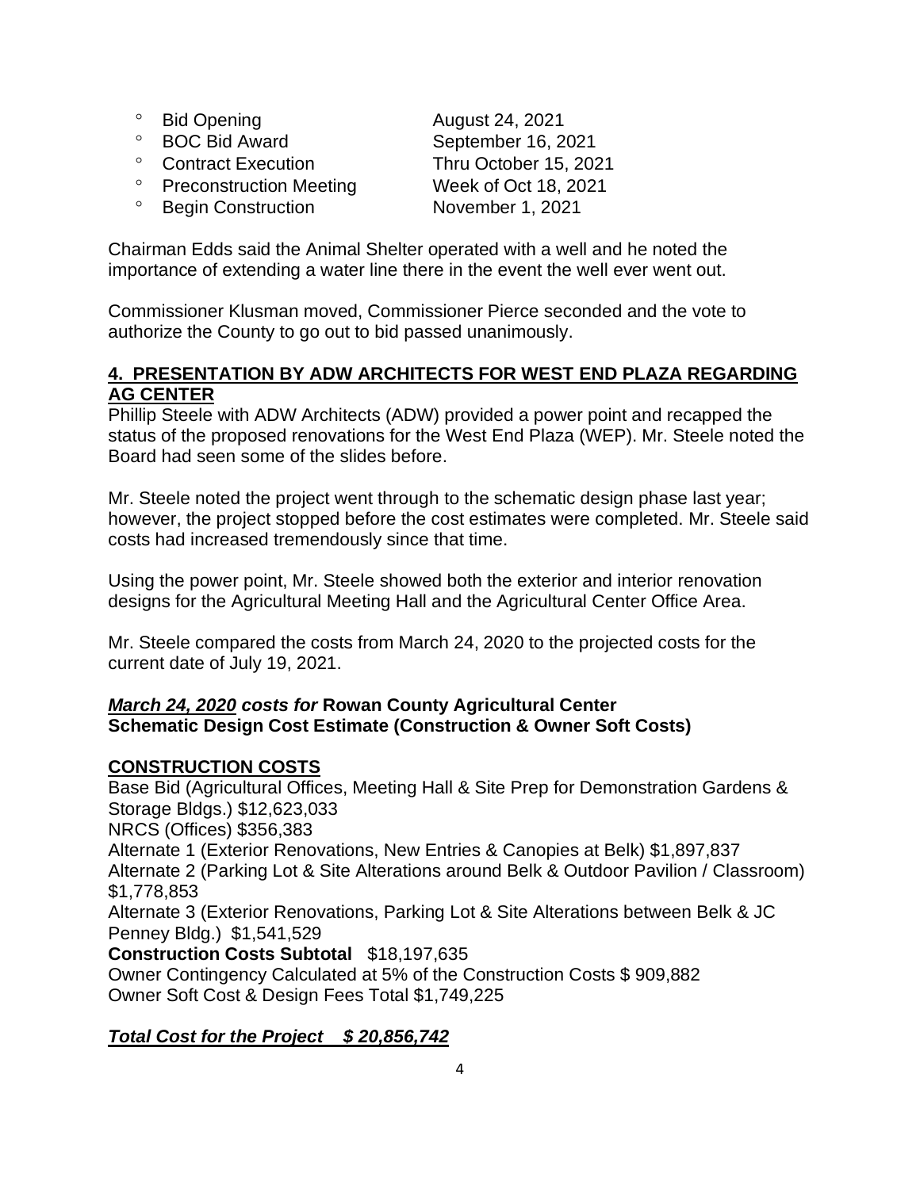- Bid Opening August 24, 2021
- BOC Bid Award September 16, 2021
- Contract Execution Thru October 15, 2021
- Preconstruction Meeting Week of Oct 18, 2021
- Begin Construction November 1, 2021

Chairman Edds said the Animal Shelter operated with a well and he noted the importance of extending a water line there in the event the well ever went out.

Commissioner Klusman moved, Commissioner Pierce seconded and the vote to authorize the County to go out to bid passed unanimously.

## 4. PRESENTATION BY ADW ARCHITECTS FOR WEST END PLAZA REGARDING AG CENTER

Phillip Steele with ADW Architects (ADW) provided a power point and recapped the status of the proposed renovations for the West End Plaza (WEP). Mr. Steele noted the Board had seen some of the slides before.

Mr. Steele noted the project went through to the schematic design phase last year; however, the project stopped before the cost estimates were completed. Mr. Steele said costs had increased tremendously since that time.

Using the power point, Mr. Steele showed both the exterior and interior renovation designs for the Agricultural Meeting Hall and the Agricultural Center Office Area.

Mr. Steele compared the costs from March 24, 2020 to the projected costs for the current date of July 19, 2021.

***March 24, 2020* *costs for*** **Rowan County Agricultural Center**
**Schematic Design Cost Estimate (Construction & Owner Soft Costs)**

**CONSTRUCTION COSTS**

Base Bid (Agricultural Offices, Meeting Hall & Site Prep for Demonstration Gardens & Storage Bldgs.) $12,623,033
NRCS (Offices) $356,383
Alternate 1 (Exterior Renovations, New Entries & Canopies at Belk) $1,897,837
Alternate 2 (Parking Lot & Site Alterations around Belk & Outdoor Pavilion / Classroom) $1,778,853
Alternate 3 (Exterior Renovations, Parking Lot & Site Alterations between Belk & JC Penney Bldg.) $1,541,529
**Construction Costs Subtotal** $18,197,635
Owner Contingency Calculated at 5% of the Construction Costs $ 909,882
Owner Soft Cost & Design Fees Total $1,749,225

***Total Cost for the Project $ 20,856,742***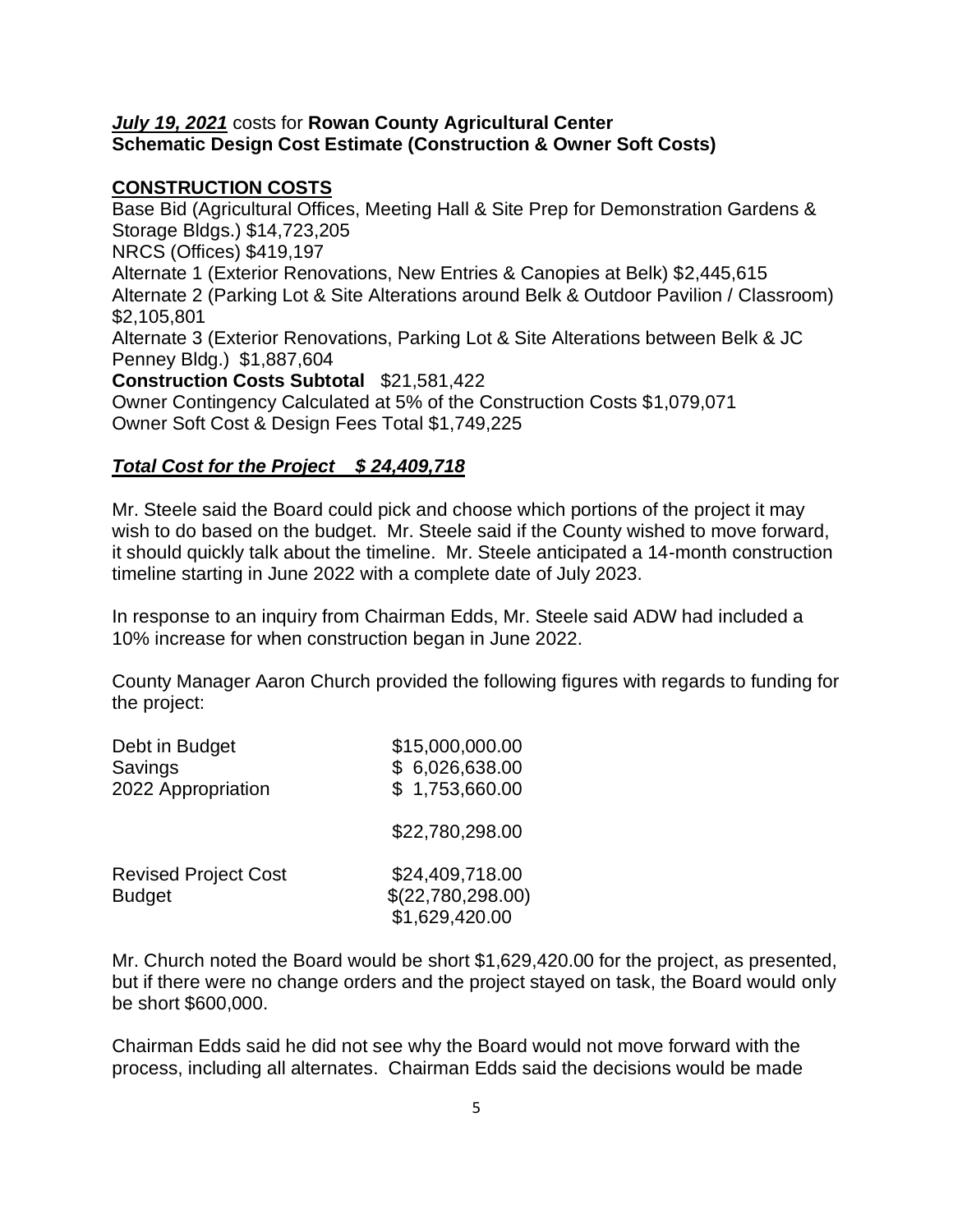***July 19, 2021*** costs for **Rowan County Agricultural Center**
**Schematic Design Cost Estimate (Construction & Owner Soft Costs)**

**CONSTRUCTION COSTS**

Base Bid (Agricultural Offices, Meeting Hall & Site Prep for Demonstration Gardens & Storage Bldgs.) $14,723,205
NRCS (Offices) $419,197
Alternate 1 (Exterior Renovations, New Entries & Canopies at Belk) $2,445,615
Alternate 2 (Parking Lot & Site Alterations around Belk & Outdoor Pavilion / Classroom) $2,105,801
Alternate 3 (Exterior Renovations, Parking Lot & Site Alterations between Belk & JC Penney Bldg.) $1,887,604
**Construction Costs Subtotal** $21,581,422
Owner Contingency Calculated at 5% of the Construction Costs $1,079,071
Owner Soft Cost & Design Fees Total $1,749,225

***Total Cost for the Project $ 24,409,718***

Mr. Steele said the Board could pick and choose which portions of the project it may wish to do based on the budget. Mr. Steele said if the County wished to move forward, it should quickly talk about the timeline. Mr. Steele anticipated a 14-month construction timeline starting in June 2022 with a complete date of July 2023.

In response to an inquiry from Chairman Edds, Mr. Steele said ADW had included a 10% increase for when construction began in June 2022.

County Manager Aaron Church provided the following figures with regards to funding for the project:

| | |
|---|---|
| Debt in Budget | $15,000,000.00 |
| Savings | $ 6,026,638.00 |
| 2022 Appropriation | $ 1,753,660.00 |
| | $22,780,298.00 |
| Revised Project Cost | $24,409,718.00 |
| Budget | $(22,780,298.00) |
| | $1,629,420.00 |

Mr. Church noted the Board would be short $1,629,420.00 for the project, as presented, but if there were no change orders and the project stayed on task, the Board would only be short $600,000.

Chairman Edds said he did not see why the Board would not move forward with the process, including all alternates. Chairman Edds said the decisions would be made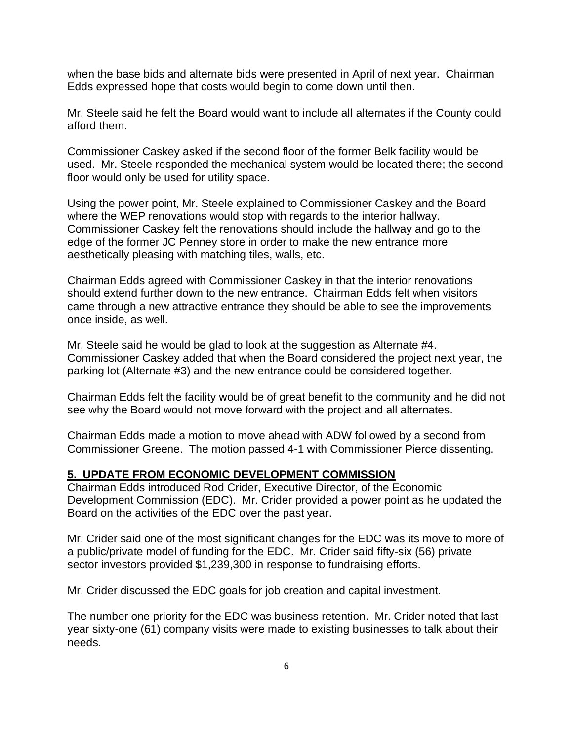when the base bids and alternate bids were presented in April of next year. Chairman Edds expressed hope that costs would begin to come down until then.

Mr. Steele said he felt the Board would want to include all alternates if the County could afford them.

Commissioner Caskey asked if the second floor of the former Belk facility would be used. Mr. Steele responded the mechanical system would be located there; the second floor would only be used for utility space.

Using the power point, Mr. Steele explained to Commissioner Caskey and the Board where the WEP renovations would stop with regards to the interior hallway. Commissioner Caskey felt the renovations should include the hallway and go to the edge of the former JC Penney store in order to make the new entrance more aesthetically pleasing with matching tiles, walls, etc.

Chairman Edds agreed with Commissioner Caskey in that the interior renovations should extend further down to the new entrance. Chairman Edds felt when visitors came through a new attractive entrance they should be able to see the improvements once inside, as well.

Mr. Steele said he would be glad to look at the suggestion as Alternate #4. Commissioner Caskey added that when the Board considered the project next year, the parking lot (Alternate #3) and the new entrance could be considered together.

Chairman Edds felt the facility would be of great benefit to the community and he did not see why the Board would not move forward with the project and all alternates.

Chairman Edds made a motion to move ahead with ADW followed by a second from Commissioner Greene. The motion passed 4-1 with Commissioner Pierce dissenting.

## 5. UPDATE FROM ECONOMIC DEVELOPMENT COMMISSION

Chairman Edds introduced Rod Crider, Executive Director, of the Economic Development Commission (EDC). Mr. Crider provided a power point as he updated the Board on the activities of the EDC over the past year.

Mr. Crider said one of the most significant changes for the EDC was its move to more of a public/private model of funding for the EDC. Mr. Crider said fifty-six (56) private sector investors provided $1,239,300 in response to fundraising efforts.

Mr. Crider discussed the EDC goals for job creation and capital investment.

The number one priority for the EDC was business retention. Mr. Crider noted that last year sixty-one (61) company visits were made to existing businesses to talk about their needs.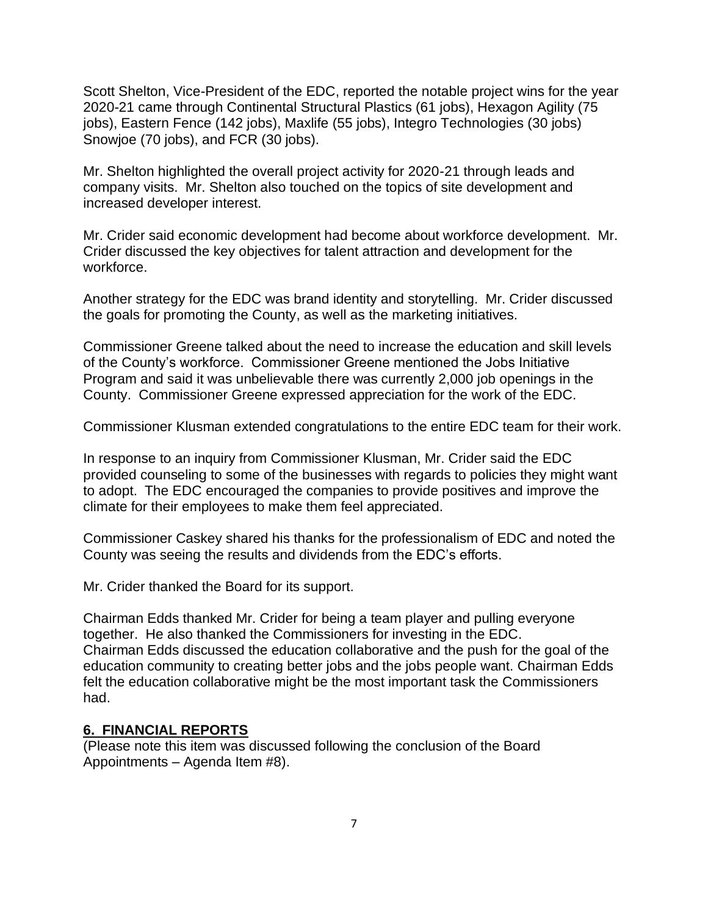Scott Shelton, Vice-President of the EDC, reported the notable project wins for the year 2020-21 came through Continental Structural Plastics (61 jobs), Hexagon Agility (75 jobs), Eastern Fence (142 jobs), Maxlife (55 jobs), Integro Technologies (30 jobs) Snowjoe (70 jobs), and FCR (30 jobs).

Mr. Shelton highlighted the overall project activity for 2020-21 through leads and company visits. Mr. Shelton also touched on the topics of site development and increased developer interest.

Mr. Crider said economic development had become about workforce development. Mr. Crider discussed the key objectives for talent attraction and development for the workforce.

Another strategy for the EDC was brand identity and storytelling. Mr. Crider discussed the goals for promoting the County, as well as the marketing initiatives.

Commissioner Greene talked about the need to increase the education and skill levels of the County's workforce. Commissioner Greene mentioned the Jobs Initiative Program and said it was unbelievable there was currently 2,000 job openings in the County. Commissioner Greene expressed appreciation for the work of the EDC.

Commissioner Klusman extended congratulations to the entire EDC team for their work.

In response to an inquiry from Commissioner Klusman, Mr. Crider said the EDC provided counseling to some of the businesses with regards to policies they might want to adopt. The EDC encouraged the companies to provide positives and improve the climate for their employees to make them feel appreciated.

Commissioner Caskey shared his thanks for the professionalism of EDC and noted the County was seeing the results and dividends from the EDC's efforts.

Mr. Crider thanked the Board for its support.

Chairman Edds thanked Mr. Crider for being a team player and pulling everyone together. He also thanked the Commissioners for investing in the EDC. Chairman Edds discussed the education collaborative and the push for the goal of the education community to creating better jobs and the jobs people want. Chairman Edds felt the education collaborative might be the most important task the Commissioners had.

## 6. FINANCIAL REPORTS

(Please note this item was discussed following the conclusion of the Board Appointments – Agenda Item #8).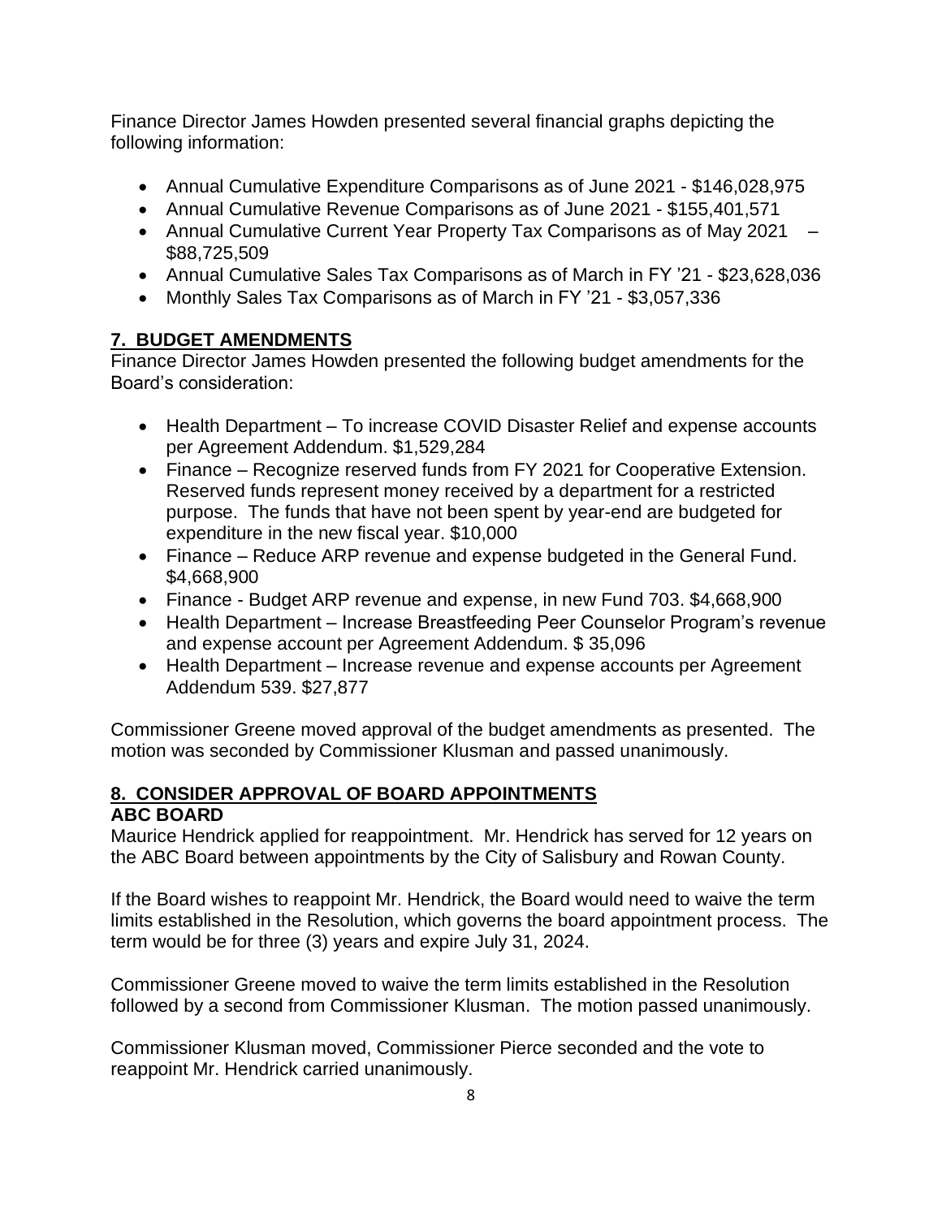Finance Director James Howden presented several financial graphs depicting the following information:

- Annual Cumulative Expenditure Comparisons as of June 2021 - $146,028,975
- Annual Cumulative Revenue Comparisons as of June 2021 - $155,401,571
- Annual Cumulative Current Year Property Tax Comparisons as of May 2021 – $88,725,509
- Annual Cumulative Sales Tax Comparisons as of March in FY '21 - $23,628,036
- Monthly Sales Tax Comparisons as of March in FY '21 - $3,057,336

## 7. BUDGET AMENDMENTS

Finance Director James Howden presented the following budget amendments for the Board's consideration:

- Health Department – To increase COVID Disaster Relief and expense accounts per Agreement Addendum. $1,529,284
- Finance – Recognize reserved funds from FY 2021 for Cooperative Extension. Reserved funds represent money received by a department for a restricted purpose. The funds that have not been spent by year-end are budgeted for expenditure in the new fiscal year. $10,000
- Finance – Reduce ARP revenue and expense budgeted in the General Fund. $4,668,900
- Finance - Budget ARP revenue and expense, in new Fund 703. $4,668,900
- Health Department – Increase Breastfeeding Peer Counselor Program's revenue and expense account per Agreement Addendum. $ 35,096
- Health Department – Increase revenue and expense accounts per Agreement Addendum 539. $27,877

Commissioner Greene moved approval of the budget amendments as presented. The motion was seconded by Commissioner Klusman and passed unanimously.

## 8. CONSIDER APPROVAL OF BOARD APPOINTMENTS

### ABC BOARD

Maurice Hendrick applied for reappointment. Mr. Hendrick has served for 12 years on the ABC Board between appointments by the City of Salisbury and Rowan County.

If the Board wishes to reappoint Mr. Hendrick, the Board would need to waive the term limits established in the Resolution, which governs the board appointment process. The term would be for three (3) years and expire July 31, 2024.

Commissioner Greene moved to waive the term limits established in the Resolution followed by a second from Commissioner Klusman. The motion passed unanimously.

Commissioner Klusman moved, Commissioner Pierce seconded and the vote to reappoint Mr. Hendrick carried unanimously.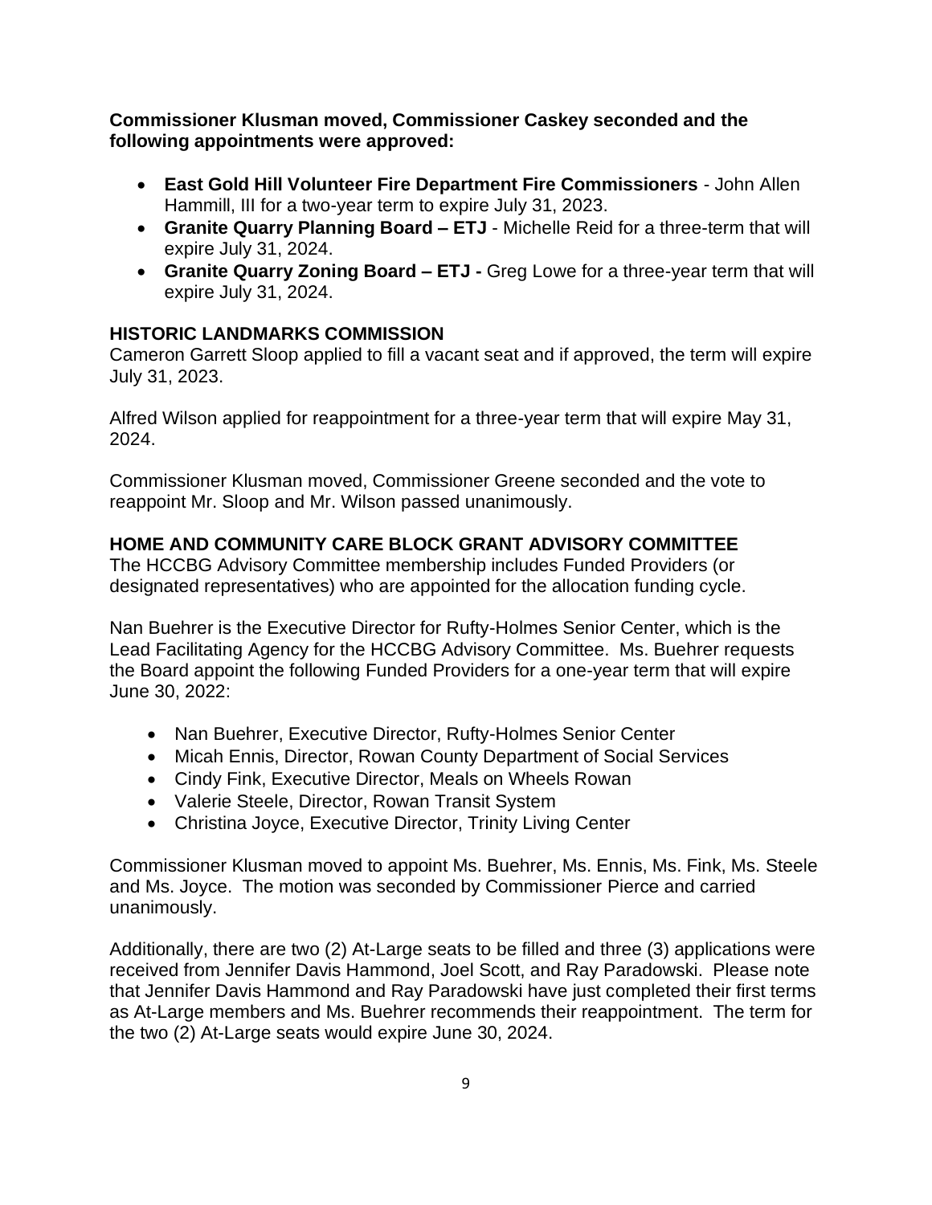**Commissioner Klusman moved, Commissioner Caskey seconded and the following appointments were approved:**

- **East Gold Hill Volunteer Fire Department Fire Commissioners** - John Allen Hammill, III for a two-year term to expire July 31, 2023.
- **Granite Quarry Planning Board – ETJ** - Michelle Reid for a three-term that will expire July 31, 2024.
- **Granite Quarry Zoning Board – ETJ -** Greg Lowe for a three-year term that will expire July 31, 2024.

## HISTORIC LANDMARKS COMMISSION

Cameron Garrett Sloop applied to fill a vacant seat and if approved, the term will expire July 31, 2023.

Alfred Wilson applied for reappointment for a three-year term that will expire May 31, 2024.

Commissioner Klusman moved, Commissioner Greene seconded and the vote to reappoint Mr. Sloop and Mr. Wilson passed unanimously.

## HOME AND COMMUNITY CARE BLOCK GRANT ADVISORY COMMITTEE

The HCCBG Advisory Committee membership includes Funded Providers (or designated representatives) who are appointed for the allocation funding cycle.

Nan Buehrer is the Executive Director for Rufty-Holmes Senior Center, which is the Lead Facilitating Agency for the HCCBG Advisory Committee. Ms. Buehrer requests the Board appoint the following Funded Providers for a one-year term that will expire June 30, 2022:

- Nan Buehrer, Executive Director, Rufty-Holmes Senior Center
- Micah Ennis, Director, Rowan County Department of Social Services
- Cindy Fink, Executive Director, Meals on Wheels Rowan
- Valerie Steele, Director, Rowan Transit System
- Christina Joyce, Executive Director, Trinity Living Center

Commissioner Klusman moved to appoint Ms. Buehrer, Ms. Ennis, Ms. Fink, Ms. Steele and Ms. Joyce. The motion was seconded by Commissioner Pierce and carried unanimously.

Additionally, there are two (2) At-Large seats to be filled and three (3) applications were received from Jennifer Davis Hammond, Joel Scott, and Ray Paradowski. Please note that Jennifer Davis Hammond and Ray Paradowski have just completed their first terms as At-Large members and Ms. Buehrer recommends their reappointment. The term for the two (2) At-Large seats would expire June 30, 2024.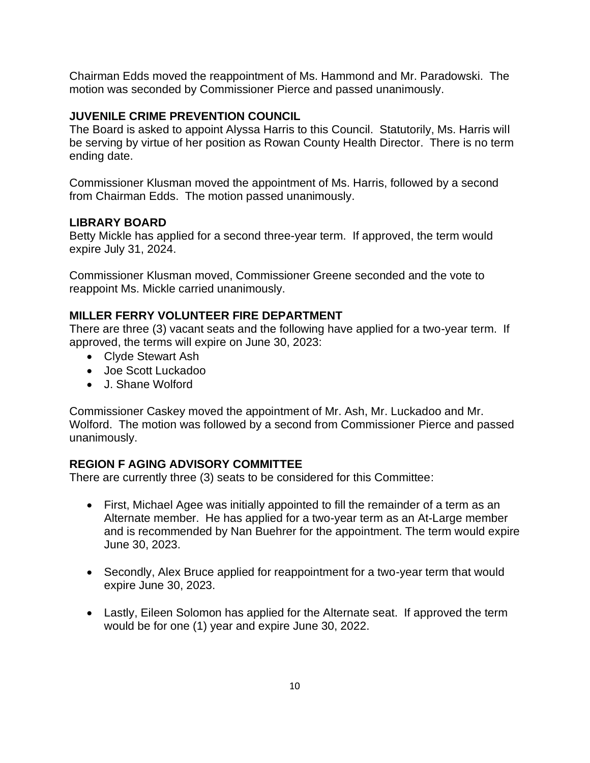Chairman Edds moved the reappointment of Ms. Hammond and Mr. Paradowski. The motion was seconded by Commissioner Pierce and passed unanimously.

**JUVENILE CRIME PREVENTION COUNCIL**

The Board is asked to appoint Alyssa Harris to this Council. Statutorily, Ms. Harris will be serving by virtue of her position as Rowan County Health Director. There is no term ending date.

Commissioner Klusman moved the appointment of Ms. Harris, followed by a second from Chairman Edds. The motion passed unanimously.

**LIBRARY BOARD**

Betty Mickle has applied for a second three-year term. If approved, the term would expire July 31, 2024.

Commissioner Klusman moved, Commissioner Greene seconded and the vote to reappoint Ms. Mickle carried unanimously.

**MILLER FERRY VOLUNTEER FIRE DEPARTMENT**

There are three (3) vacant seats and the following have applied for a two-year term. If approved, the terms will expire on June 30, 2023:

- Clyde Stewart Ash
- Joe Scott Luckadoo
- J. Shane Wolford

Commissioner Caskey moved the appointment of Mr. Ash, Mr. Luckadoo and Mr. Wolford. The motion was followed by a second from Commissioner Pierce and passed unanimously.

**REGION F AGING ADVISORY COMMITTEE**

There are currently three (3) seats to be considered for this Committee:

- First, Michael Agee was initially appointed to fill the remainder of a term as an Alternate member. He has applied for a two-year term as an At-Large member and is recommended by Nan Buehrer for the appointment. The term would expire June 30, 2023.

- Secondly, Alex Bruce applied for reappointment for a two-year term that would expire June 30, 2023.

- Lastly, Eileen Solomon has applied for the Alternate seat. If approved the term would be for one (1) year and expire June 30, 2022.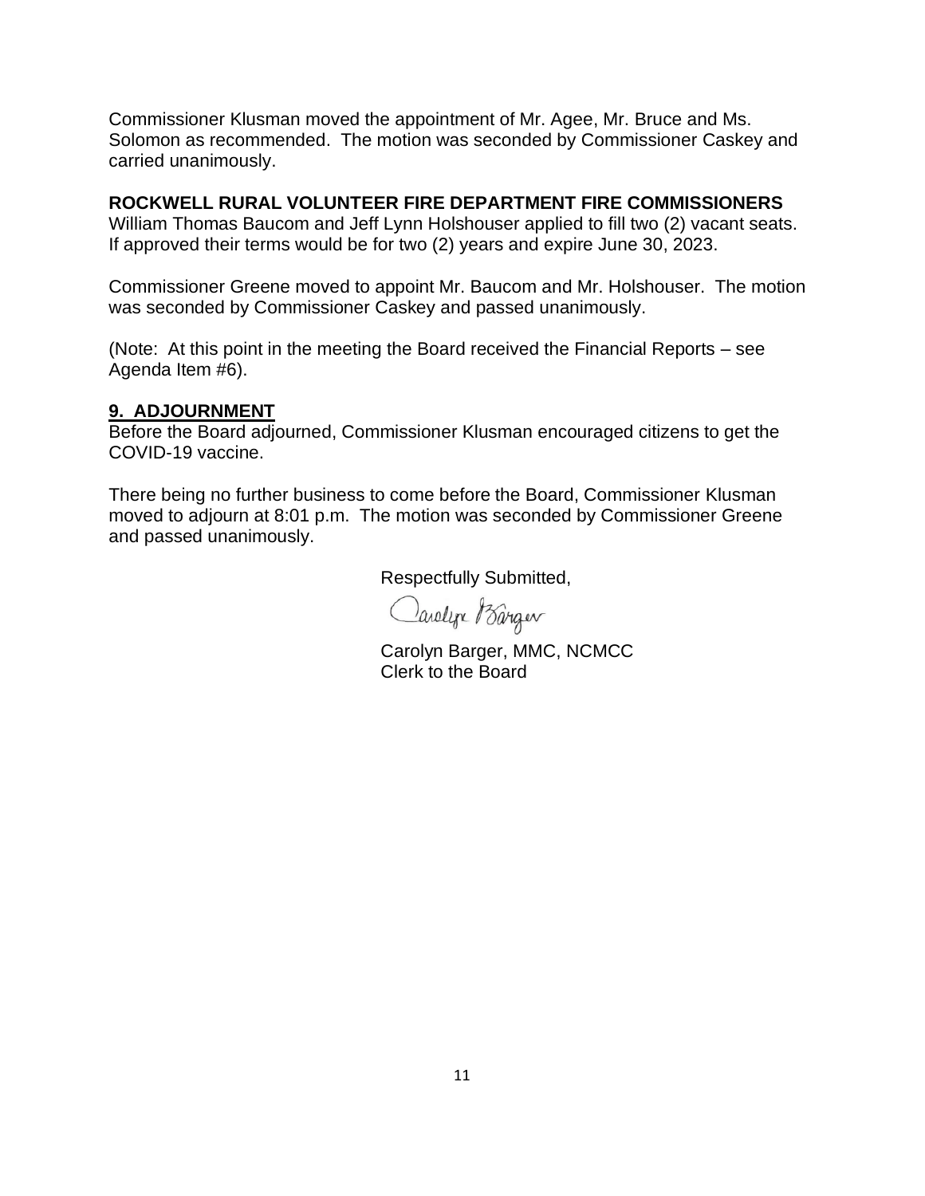Commissioner Klusman moved the appointment of Mr. Agee, Mr. Bruce and Ms. Solomon as recommended. The motion was seconded by Commissioner Caskey and carried unanimously.

**ROCKWELL RURAL VOLUNTEER FIRE DEPARTMENT FIRE COMMISSIONERS**
William Thomas Baucom and Jeff Lynn Holshouser applied to fill two (2) vacant seats. If approved their terms would be for two (2) years and expire June 30, 2023.

Commissioner Greene moved to appoint Mr. Baucom and Mr. Holshouser. The motion was seconded by Commissioner Caskey and passed unanimously.

(Note: At this point in the meeting the Board received the Financial Reports – see Agenda Item #6).

## 9. ADJOURNMENT

Before the Board adjourned, Commissioner Klusman encouraged citizens to get the COVID-19 vaccine.

There being no further business to come before the Board, Commissioner Klusman moved to adjourn at 8:01 p.m. The motion was seconded by Commissioner Greene and passed unanimously.

Respectfully Submitted,

Carolyn Barger

Carolyn Barger, MMC, NCMCC
Clerk to the Board